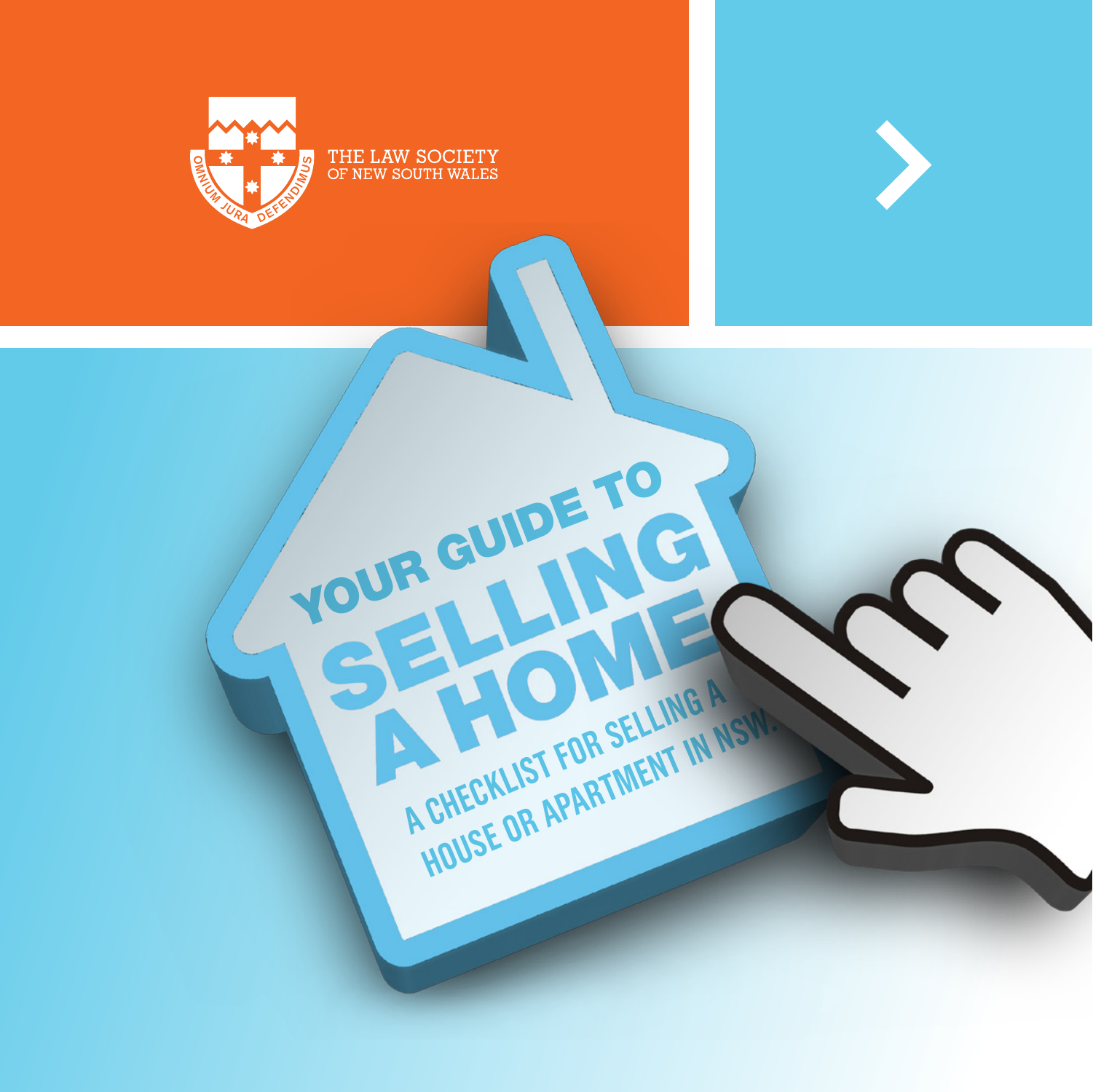THE LAW SOCIETY
OF NEW SOUTH WALES

OMNIUM JURA DEFENDIMUS

# YOUR GUIDE TO SELLING A HOME

A CHECKLIST FOR SELLING A HOUSE OR APARTMENT IN NSW.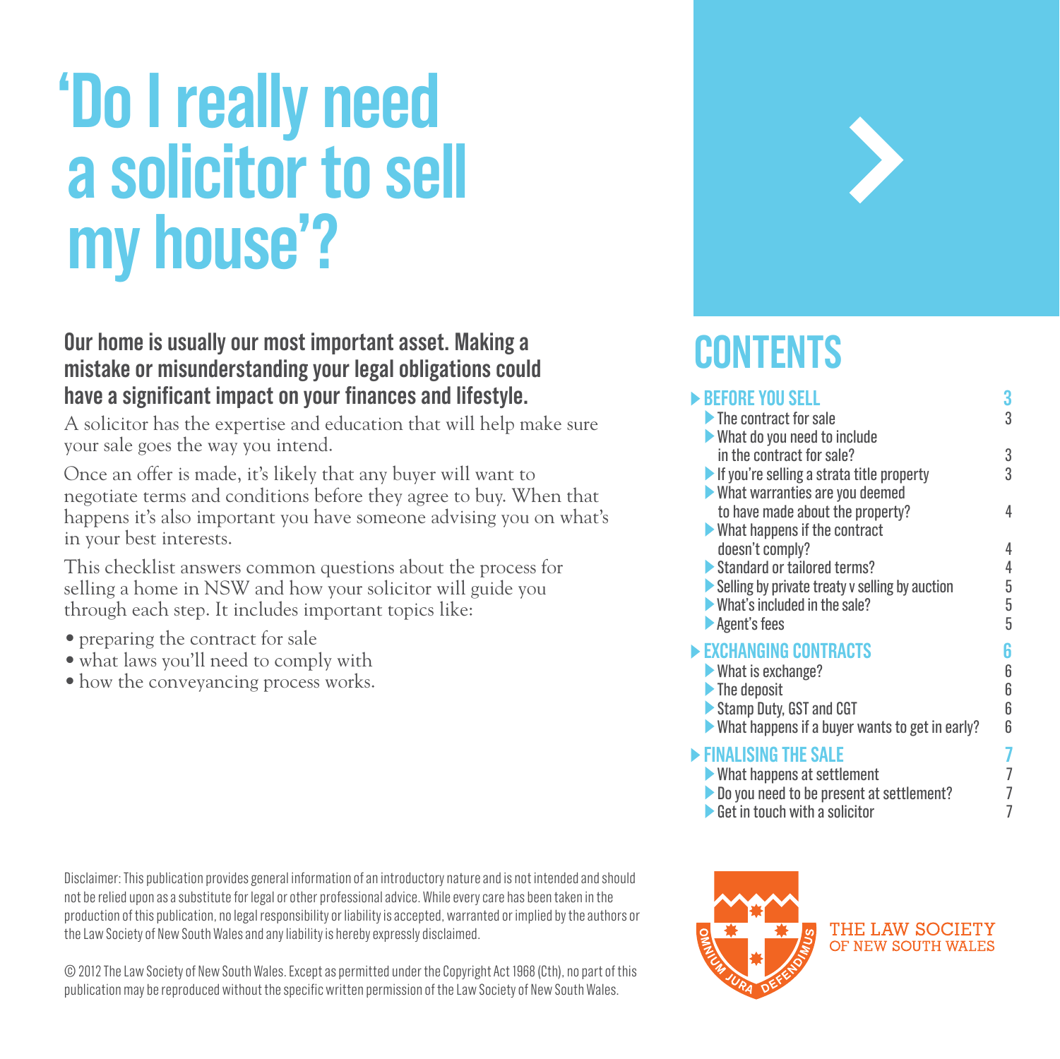# 'Do I really need a solicitor to sell my house'?

**Our home is usually our most important asset. Making a mistake or misunderstanding your legal obligations could have a significant impact on your finances and lifestyle.**

A solicitor has the expertise and education that will help make sure your sale goes the way you intend.

Once an offer is made, it's likely that any buyer will want to negotiate terms and conditions before they agree to buy. When that happens it's also important you have someone advising you on what's in your best interests.

This checklist answers common questions about the process for selling a home in NSW and how your solicitor will guide you through each step. It includes important topics like:

- preparing the contract for sale
- what laws you'll need to comply with
- how the conveyancing process works.

## CONTENTS

| | |
|---|---|
| **BEFORE YOU SELL** | **3** |
| The contract for sale | 3 |
| What do you need to include in the contract for sale? | 3 |
| If you're selling a strata title property | 3 |
| What warranties are you deemed to have made about the property? | 4 |
| What happens if the contract doesn't comply? | 4 |
| Standard or tailored terms? | 4 |
| Selling by private treaty v selling by auction | 5 |
| What's included in the sale? | 5 |
| Agent's fees | 5 |
| **EXCHANGING CONTRACTS** | **6** |
| What is exchange? | 6 |
| The deposit | 6 |
| Stamp Duty, GST and CGT | 6 |
| What happens if a buyer wants to get in early? | 6 |
| **FINALISING THE SALE** | **7** |
| What happens at settlement | 7 |
| Do you need to be present at settlement? | 7 |
| Get in touch with a solicitor | 7 |

Disclaimer: This publication provides general information of an introductory nature and is not intended and should not be relied upon as a substitute for legal or other professional advice. While every care has been taken in the production of this publication, no legal responsibility or liability is accepted, warranted or implied by the authors or the Law Society of New South Wales and any liability is hereby expressly disclaimed.

© 2012 The Law Society of New South Wales. Except as permitted under the Copyright Act 1968 (Cth), no part of this publication may be reproduced without the specific written permission of the Law Society of New South Wales.

THE LAW SOCIETY OF NEW SOUTH WALES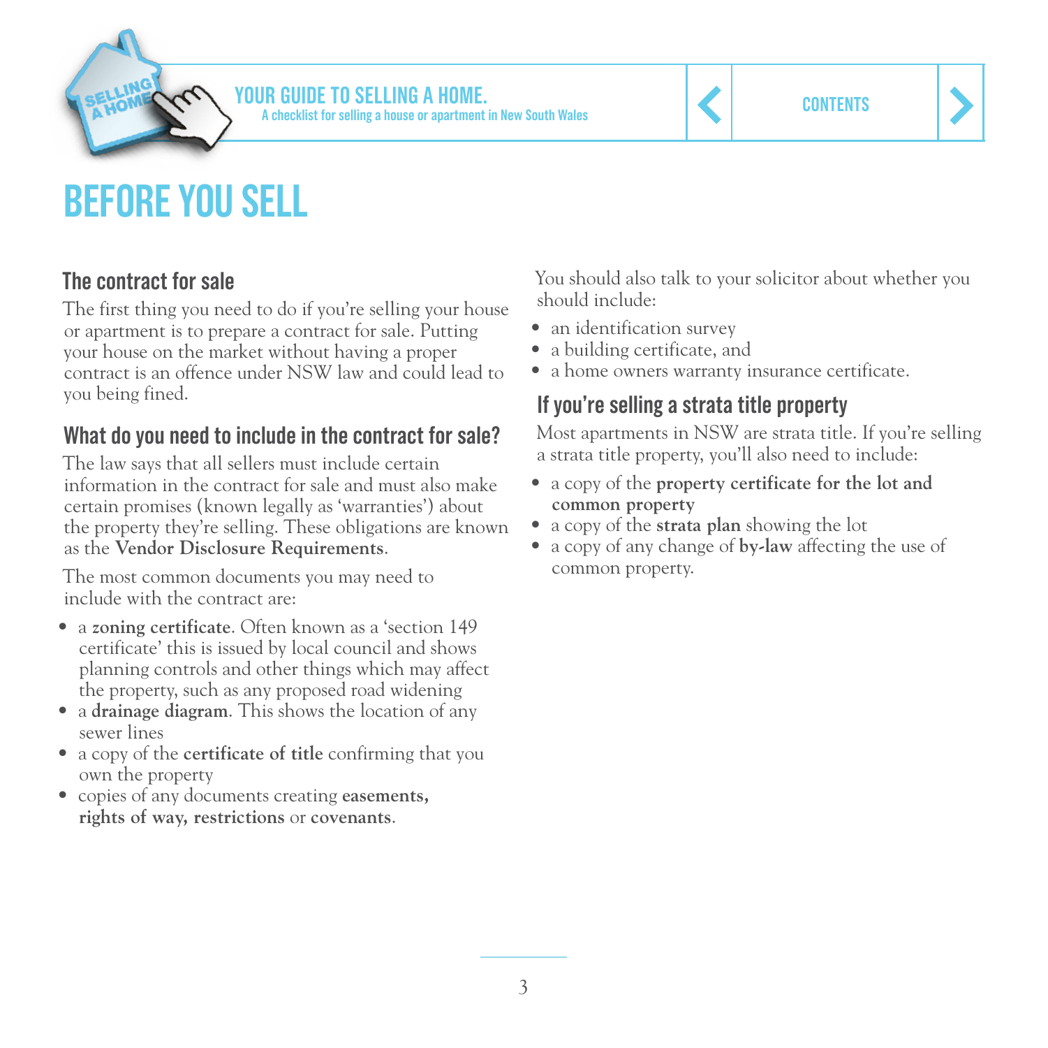# BEFORE YOU SELL

## The contract for sale

The first thing you need to do if you're selling your house or apartment is to prepare a contract for sale. Putting your house on the market without having a proper contract is an offence under NSW law and could lead to you being fined.

## What do you need to include in the contract for sale?

The law says that all sellers must include certain information in the contract for sale and must also make certain promises (known legally as 'warranties') about the property they're selling. These obligations are known as the **Vendor Disclosure Requirements**.

The most common documents you may need to include with the contract are:

- a **zoning certificate**. Often known as a 'section 149 certificate' this is issued by local council and shows planning controls and other things which may affect the property, such as any proposed road widening
- a **drainage diagram**. This shows the location of any sewer lines
- a copy of the **certificate of title** confirming that you own the property
- copies of any documents creating **easements, rights of way, restrictions** or **covenants**.

You should also talk to your solicitor about whether you should include:

- an identification survey
- a building certificate, and
- a home owners warranty insurance certificate.

## If you're selling a strata title property

Most apartments in NSW are strata title. If you're selling a strata title property, you'll also need to include:

- a copy of the **property certificate for the lot and common property**
- a copy of the **strata plan** showing the lot
- a copy of any change of **by-law** affecting the use of common property.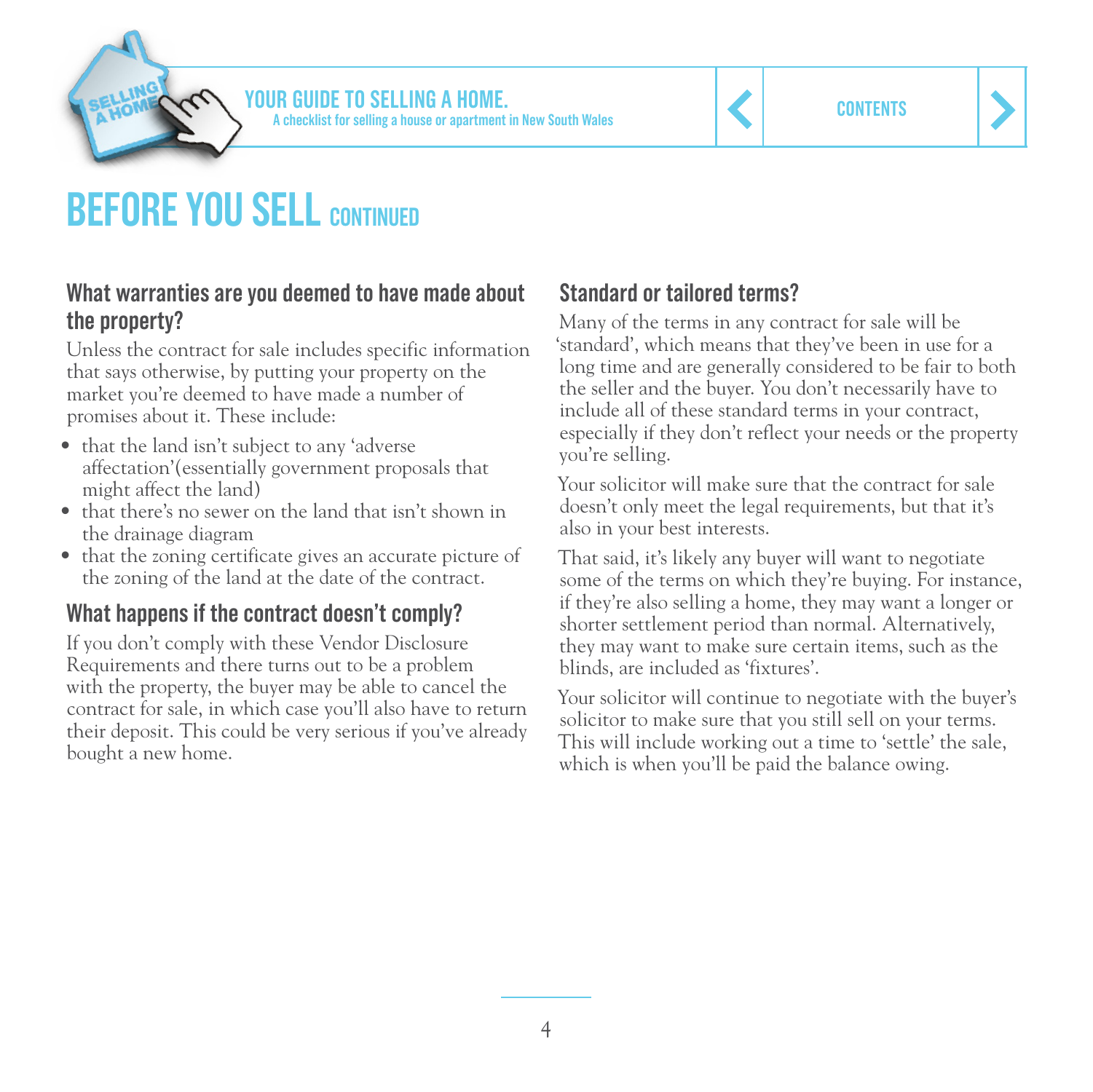# BEFORE YOU SELL CONTINUED

## What warranties are you deemed to have made about the property?

Unless the contract for sale includes specific information that says otherwise, by putting your property on the market you're deemed to have made a number of promises about it. These include:

- that the land isn't subject to any 'adverse affectation'(essentially government proposals that might affect the land)
- that there's no sewer on the land that isn't shown in the drainage diagram
- that the zoning certificate gives an accurate picture of the zoning of the land at the date of the contract.

## What happens if the contract doesn't comply?

If you don't comply with these Vendor Disclosure Requirements and there turns out to be a problem with the property, the buyer may be able to cancel the contract for sale, in which case you'll also have to return their deposit. This could be very serious if you've already bought a new home.

## Standard or tailored terms?

Many of the terms in any contract for sale will be 'standard', which means that they've been in use for a long time and are generally considered to be fair to both the seller and the buyer. You don't necessarily have to include all of these standard terms in your contract, especially if they don't reflect your needs or the property you're selling.

Your solicitor will make sure that the contract for sale doesn't only meet the legal requirements, but that it's also in your best interests.

That said, it's likely any buyer will want to negotiate some of the terms on which they're buying. For instance, if they're also selling a home, they may want a longer or shorter settlement period than normal. Alternatively, they may want to make sure certain items, such as the blinds, are included as 'fixtures'.

Your solicitor will continue to negotiate with the buyer's solicitor to make sure that you still sell on your terms. This will include working out a time to 'settle' the sale, which is when you'll be paid the balance owing.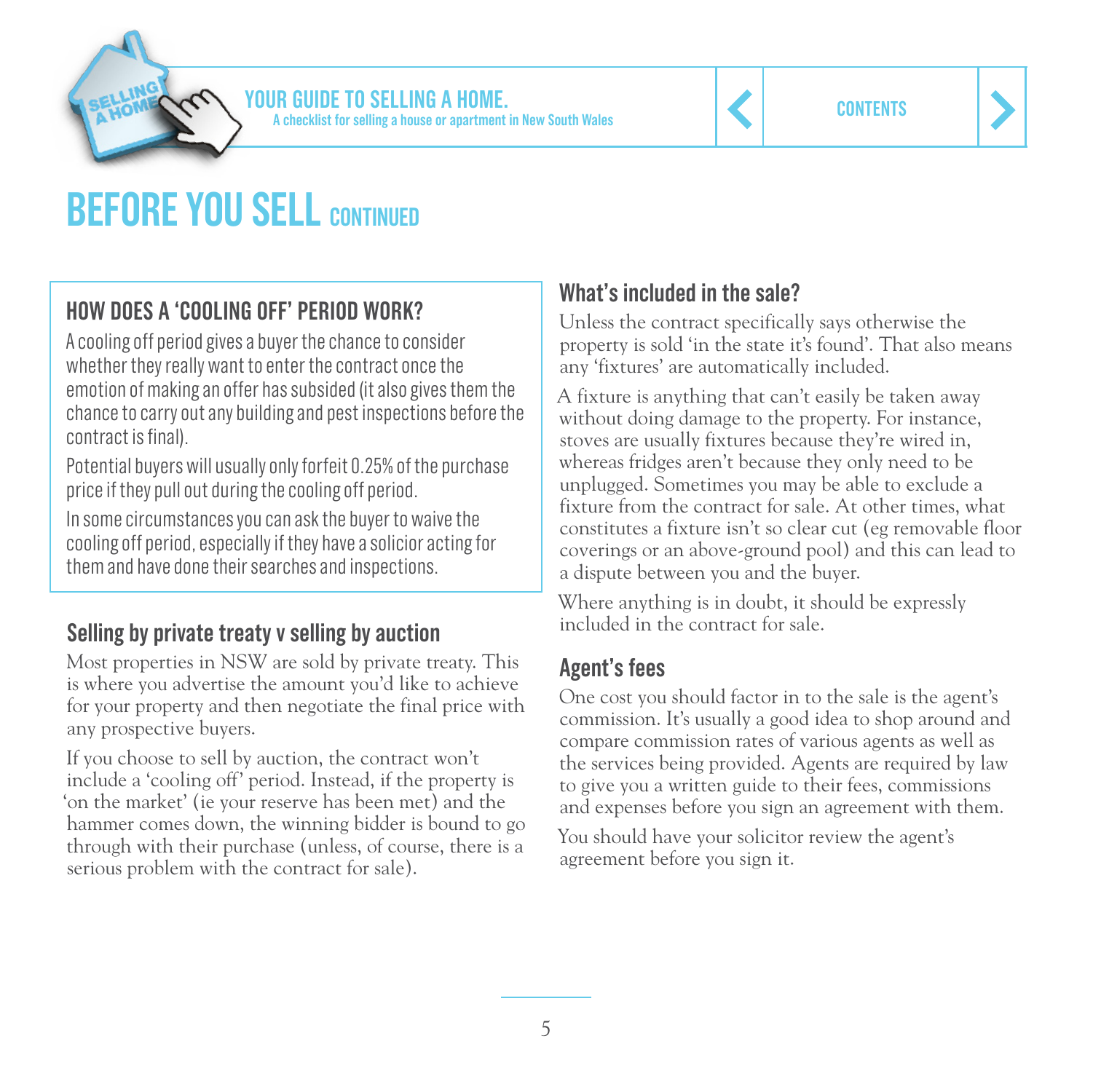# BEFORE YOU SELL CONTINUED

## HOW DOES A 'COOLING OFF' PERIOD WORK?

A cooling off period gives a buyer the chance to consider whether they really want to enter the contract once the emotion of making an offer has subsided (it also gives them the chance to carry out any building and pest inspections before the contract is final).

Potential buyers will usually only forfeit 0.25% of the purchase price if they pull out during the cooling off period.

In some circumstances you can ask the buyer to waive the cooling off period, especially if they have a solicior acting for them and have done their searches and inspections.

## Selling by private treaty v selling by auction

Most properties in NSW are sold by private treaty. This is where you advertise the amount you'd like to achieve for your property and then negotiate the final price with any prospective buyers.

If you choose to sell by auction, the contract won't include a 'cooling off' period. Instead, if the property is 'on the market' (ie your reserve has been met) and the hammer comes down, the winning bidder is bound to go through with their purchase (unless, of course, there is a serious problem with the contract for sale).

## What's included in the sale?

Unless the contract specifically says otherwise the property is sold 'in the state it's found'. That also means any 'fixtures' are automatically included.

A fixture is anything that can't easily be taken away without doing damage to the property. For instance, stoves are usually fixtures because they're wired in, whereas fridges aren't because they only need to be unplugged. Sometimes you may be able to exclude a fixture from the contract for sale. At other times, what constitutes a fixture isn't so clear cut (eg removable floor coverings or an above-ground pool) and this can lead to a dispute between you and the buyer.

Where anything is in doubt, it should be expressly included in the contract for sale.

## Agent's fees

One cost you should factor in to the sale is the agent's commission. It's usually a good idea to shop around and compare commission rates of various agents as well as the services being provided. Agents are required by law to give you a written guide to their fees, commissions and expenses before you sign an agreement with them.

You should have your solicitor review the agent's agreement before you sign it.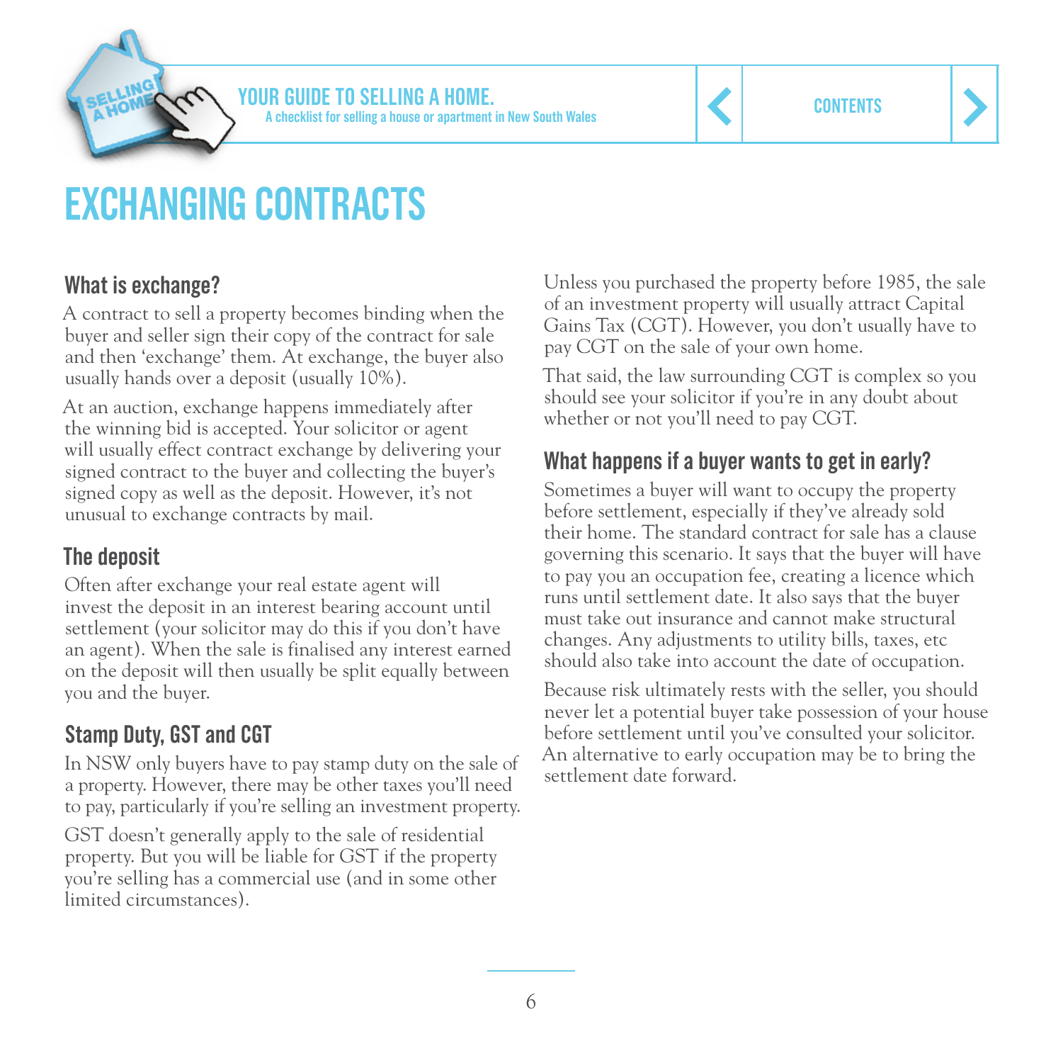# EXCHANGING CONTRACTS

## What is exchange?

A contract to sell a property becomes binding when the buyer and seller sign their copy of the contract for sale and then 'exchange' them. At exchange, the buyer also usually hands over a deposit (usually 10%).

At an auction, exchange happens immediately after the winning bid is accepted. Your solicitor or agent will usually effect contract exchange by delivering your signed contract to the buyer and collecting the buyer's signed copy as well as the deposit. However, it's not unusual to exchange contracts by mail.

## The deposit

Often after exchange your real estate agent will invest the deposit in an interest bearing account until settlement (your solicitor may do this if you don't have an agent). When the sale is finalised any interest earned on the deposit will then usually be split equally between you and the buyer.

## Stamp Duty, GST and CGT

In NSW only buyers have to pay stamp duty on the sale of a property. However, there may be other taxes you'll need to pay, particularly if you're selling an investment property.

GST doesn't generally apply to the sale of residential property. But you will be liable for GST if the property you're selling has a commercial use (and in some other limited circumstances).

Unless you purchased the property before 1985, the sale of an investment property will usually attract Capital Gains Tax (CGT). However, you don't usually have to pay CGT on the sale of your own home.

That said, the law surrounding CGT is complex so you should see your solicitor if you're in any doubt about whether or not you'll need to pay CGT.

## What happens if a buyer wants to get in early?

Sometimes a buyer will want to occupy the property before settlement, especially if they've already sold their home. The standard contract for sale has a clause governing this scenario. It says that the buyer will have to pay you an occupation fee, creating a licence which runs until settlement date. It also says that the buyer must take out insurance and cannot make structural changes. Any adjustments to utility bills, taxes, etc should also take into account the date of occupation.

Because risk ultimately rests with the seller, you should never let a potential buyer take possession of your house before settlement until you've consulted your solicitor. An alternative to early occupation may be to bring the settlement date forward.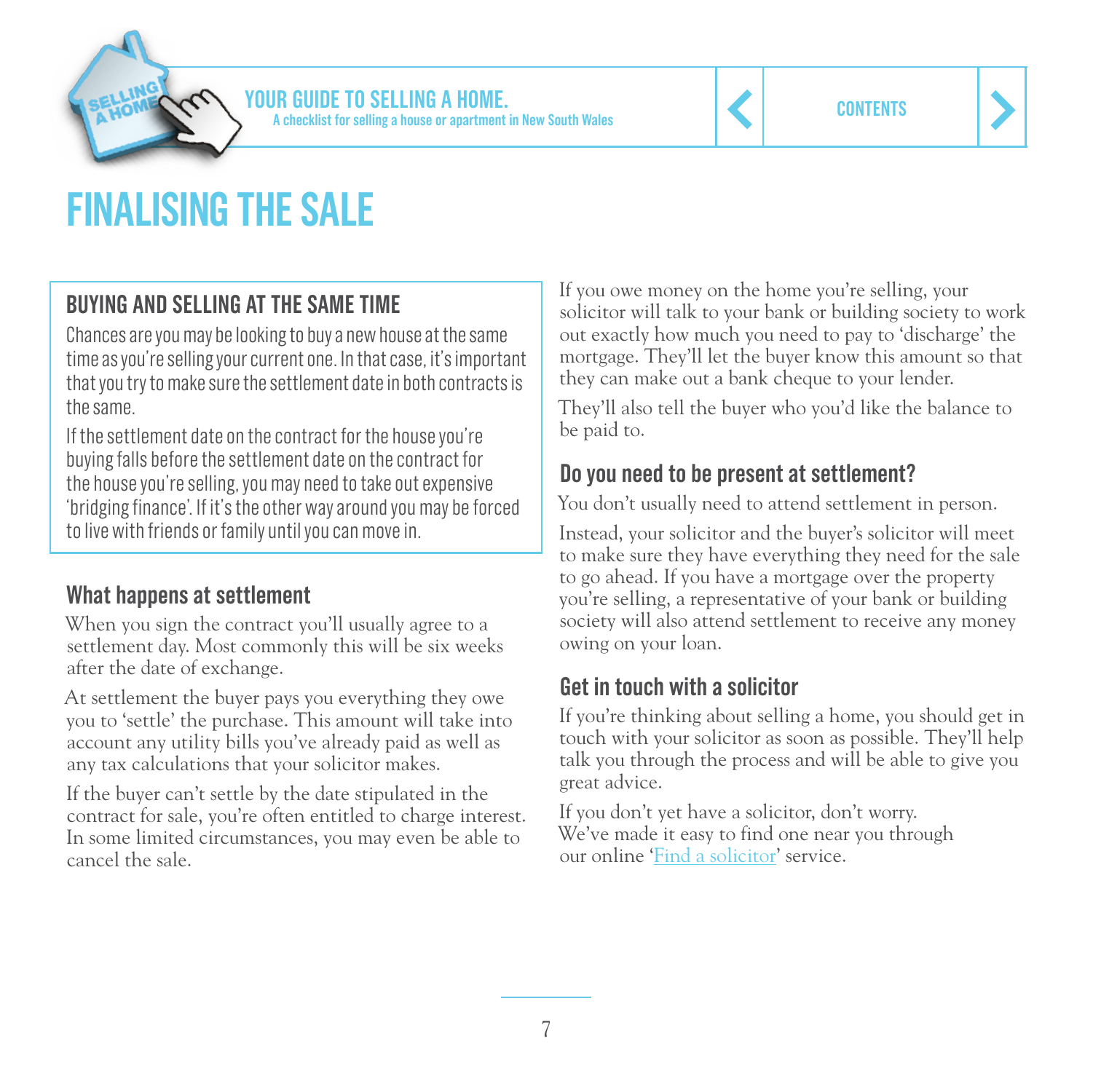# FINALISING THE SALE

## BUYING AND SELLING AT THE SAME TIME

Chances are you may be looking to buy a new house at the same time as you're selling your current one. In that case, it's important that you try to make sure the settlement date in both contracts is the same.

If the settlement date on the contract for the house you're buying falls before the settlement date on the contract for the house you're selling, you may need to take out expensive 'bridging finance'. If it's the other way around you may be forced to live with friends or family until you can move in.

## What happens at settlement

When you sign the contract you'll usually agree to a settlement day. Most commonly this will be six weeks after the date of exchange.

At settlement the buyer pays you everything they owe you to 'settle' the purchase. This amount will take into account any utility bills you've already paid as well as any tax calculations that your solicitor makes.

If the buyer can't settle by the date stipulated in the contract for sale, you're often entitled to charge interest. In some limited circumstances, you may even be able to cancel the sale.

If you owe money on the home you're selling, your solicitor will talk to your bank or building society to work out exactly how much you need to pay to 'discharge' the mortgage. They'll let the buyer know this amount so that they can make out a bank cheque to your lender.

They'll also tell the buyer who you'd like the balance to be paid to.

## Do you need to be present at settlement?

You don't usually need to attend settlement in person.

Instead, your solicitor and the buyer's solicitor will meet to make sure they have everything they need for the sale to go ahead. If you have a mortgage over the property you're selling, a representative of your bank or building society will also attend settlement to receive any money owing on your loan.

## Get in touch with a solicitor

If you're thinking about selling a home, you should get in touch with your solicitor as soon as possible. They'll help talk you through the process and will be able to give you great advice.

If you don't yet have a solicitor, don't worry. We've made it easy to find one near you through our online 'Find a solicitor' service.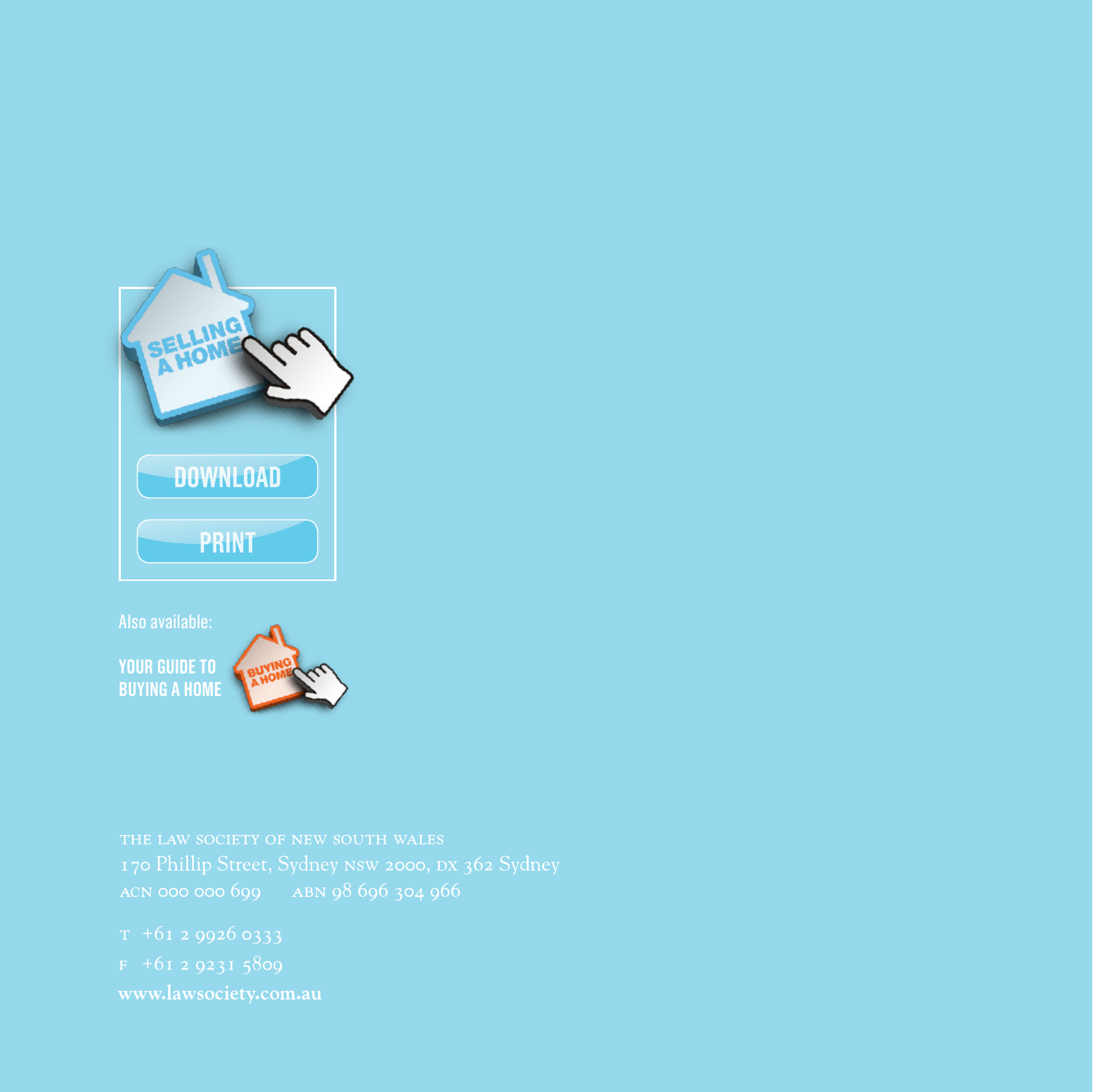SELLING A HOME

DOWNLOAD

PRINT

Also available:

**YOUR GUIDE TO BUYING A HOME**

BUYING A HOME

THE LAW SOCIETY OF NEW SOUTH WALES
170 Phillip Street, Sydney NSW 2000, DX 362 Sydney
ACN 000 000 699 ABN 98 696 304 966

T +61 2 9926 0333
F +61 2 9231 5809
**www.lawsociety.com.au**